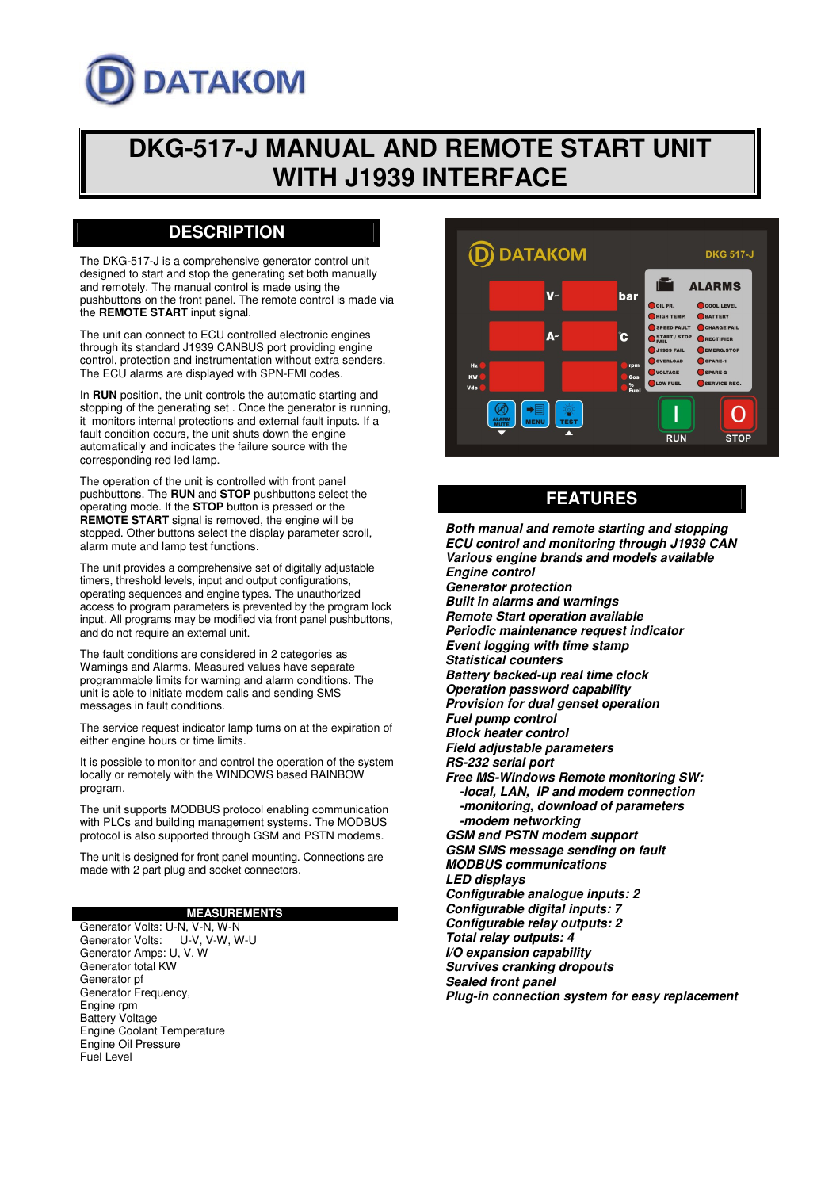# DKG-517-J MANUAL AND REMOTE START UNIT WITH J1939 INTERFACE

## DESCRIPTION

The DKG-517-J is a comprehensive generator control unit designed to start and stop the generating set both manually and remotely. The manual control is made using the pushbuttons on the front panel. The remote control is made via the **REMOTE START** input signal.

The unit can connect to ECU controlled electronic engines through its standard J1939 CANBUS port providing engine control, protection and instrumentation without extra senders. The ECU alarms are displayed with SPN-FMI codes.

In **RUN** position, the unit controls the automatic starting and stopping of the generating set . Once the generator is running, it monitors internal protections and external fault inputs. If a fault condition occurs, the unit shuts down the engine automatically and indicates the failure source with the corresponding red led lamp.

The operation of the unit is controlled with front panel pushbuttons. The **RUN** and **STOP** pushbuttons select the operating mode. If the **STOP** button is pressed or the **REMOTE START** signal is removed, the engine will be stopped. Other buttons select the display parameter scroll, alarm mute and lamp test functions.

The unit provides a comprehensive set of digitally adjustable timers, threshold levels, input and output configurations, operating sequences and engine types. The unauthorized access to program parameters is prevented by the program lock input. All programs may be modified via front panel pushbuttons, and do not require an external unit.

The fault conditions are considered in 2 categories as Warnings and Alarms. Measured values have separate programmable limits for warning and alarm conditions. The unit is able to initiate modem calls and sending SMS messages in fault conditions.

The service request indicator lamp turns on at the expiration of either engine hours or time limits.

It is possible to monitor and control the operation of the system locally or remotely with the WINDOWS based RAINBOW program.

The unit supports MODBUS protocol enabling communication with PLCs and building management systems. The MODBUS protocol is also supported through GSM and PSTN modems.

The unit is designed for front panel mounting. Connections are made with 2 part plug and socket connectors.

### MEASUREMENTS

Generator Volts: U-N, V-N, W-N
Generator Volts: U-V, V-W, W-U
Generator Amps: U, V, W
Generator total KW
Generator pf
Generator Frequency,
Engine rpm
Battery Voltage
Engine Coolant Temperature
Engine Oil Pressure
Fuel Level

## FEATURES

***Both manual and remote starting and stopping***
***ECU control and monitoring through J1939 CAN***
***Various engine brands and models available***
***Engine control***
***Generator protection***
***Built in alarms and warnings***
***Remote Start operation available***
***Periodic maintenance request indicator***
***Event logging with time stamp***
***Statistical counters***
***Battery backed-up real time clock***
***Operation password capability***
***Provision for dual genset operation***
***Fuel pump control***
***Block heater control***
***Field adjustable parameters***
***RS-232 serial port***
***Free MS-Windows Remote monitoring SW:***
- ***-local, LAN, IP and modem connection***
- ***-monitoring, download of parameters***
- ***-modem networking***

***GSM and PSTN modem support***
***GSM SMS message sending on fault***
***MODBUS communications***
***LED displays***
***Configurable analogue inputs: 2***
***Configurable digital inputs: 7***
***Configurable relay outputs: 2***
***Total relay outputs: 4***
***I/O expansion capability***
***Survives cranking dropouts***
***Sealed front panel***
***Plug-in connection system for easy replacement***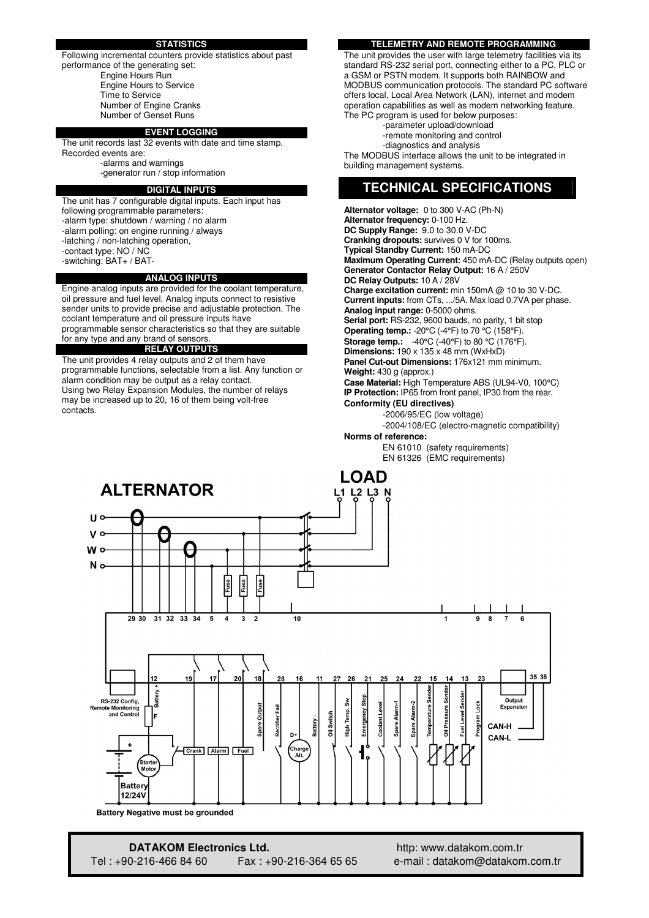### STATISTICS

Following incremental counters provide statistics about past performance of the generating set:

Engine Hours Run
Engine Hours to Service
Time to Service
Number of Engine Cranks
Number of Genset Runs

### EVENT LOGGING

The unit records last 32 events with date and time stamp. Recorded events are:

-alarms and warnings
-generator run / stop information

### DIGITAL INPUTS

The unit has 7 configurable digital inputs. Each input has following programmable parameters:
-alarm type: shutdown / warning / no alarm
-alarm polling: on engine running / always
-latching / non-latching operation,
-contact type: NO / NC
-switching: BAT+ / BAT-

### ANALOG INPUTS

Engine analog inputs are provided for the coolant temperature, oil pressure and fuel level. Analog inputs connect to resistive sender units to provide precise and adjustable protection. The coolant temperature and oil pressure inputs have programmable sensor characteristics so that they are suitable for any type and any brand of sensors.

### RELAY OUTPUTS

The unit provides 4 relay outputs and 2 of them have programmable functions, selectable from a list. Any function or alarm condition may be output as a relay contact.
Using two Relay Expansion Modules, the number of relays may be increased up to 20, 16 of them being volt-free contacts.

### TELEMETRY AND REMOTE PROGRAMMING

The unit provides the user with large telemetry facilities via its standard RS-232 serial port, connecting either to a PC, PLC or a GSM or PSTN modem. It supports both RAINBOW and MODBUS communication protocols. The standard PC software offers local, Local Area Network (LAN), internet and modem operation capabilities as well as modem networking feature.
The PC program is used for below purposes:

-parameter upload/download
-remote monitoring and control
-diagnostics and analysis

The MODBUS interface allows the unit to be integrated in building management systems.

## TECHNICAL SPECIFICATIONS

**Alternator voltage:** 0 to 300 V-AC (Ph-N)
**Alternator frequency:** 0-100 Hz.
**DC Supply Range:** 9.0 to 30.0 V-DC
**Cranking dropouts:** survives 0 V for 100ms.
**Typical Standby Current:** 150 mA-DC
**Maximum Operating Current:** 450 mA-DC (Relay outputs open)
**Generator Contactor Relay Output:** 16 A / 250V
**DC Relay Outputs:** 10 A / 28V
**Charge excitation current:** min 150mA @ 10 to 30 V-DC.
**Current inputs:** from CTs, .../5A. Max load 0.7VA per phase.
**Analog input range:** 0-5000 ohms.
**Serial port:** RS-232, 9600 bauds, no parity, 1 bit stop
**Operating temp.:** -20°C (-4°F) to 70 °C (158°F).
**Storage temp.:** -40°C (-40°F) to 80 °C (176°F).
**Dimensions:** 190 x 135 x 48 mm (WxHxD)
**Panel Cut-out Dimensions:** 176x121 mm minimum.
**Weight:** 430 g (approx.)
**Case Material:** High Temperature ABS (UL94-V0, 100°C)
**IP Protection:** IP65 from front panel, IP30 from the rear.
**Conformity (EU directives)**

-2006/95/EC (low voltage)
-2004/108/EC (electro-magnetic compatibility)

**Norms of reference:**

EN 61010 (safety requirements)
EN 61326 (EMC requirements)

ALTERNATOR
LOAD
L1 L2 L3 N
U
V
W
N
Fuse Fuse Fuse
29 30 31 32 33 34 5 4 3 2 10 1 9 8 7 6
12 19 17 20 18 28 16 11 27 26 21 25 24 22 15 14 13 23 35 36
RS-232 Config. Remote Monitoring and Control
Battery +
F
Starter Motor
Battery 12/24V
Crank Alarm Fuel
Spare Output
Rectifier Fail
D+
Charge Alt.
Battery -
Oil Switch
High Temp. Sw.
Emergency Stop
Coolant Level
Spare Alarm-1
Spare Alarm-2
Temperature Sender
Oil Pressure Sender
Fuel Level Sender
Program Lock
Output Expansion
CAN-H
CAN-L
Battery Negative must be grounded

**DATAKOM Electronics Ltd.** http: www.datakom.com.tr
Tel : +90-216-466 84 60 Fax : +90-216-364 65 65 e-mail : datakom@datakom.com.tr